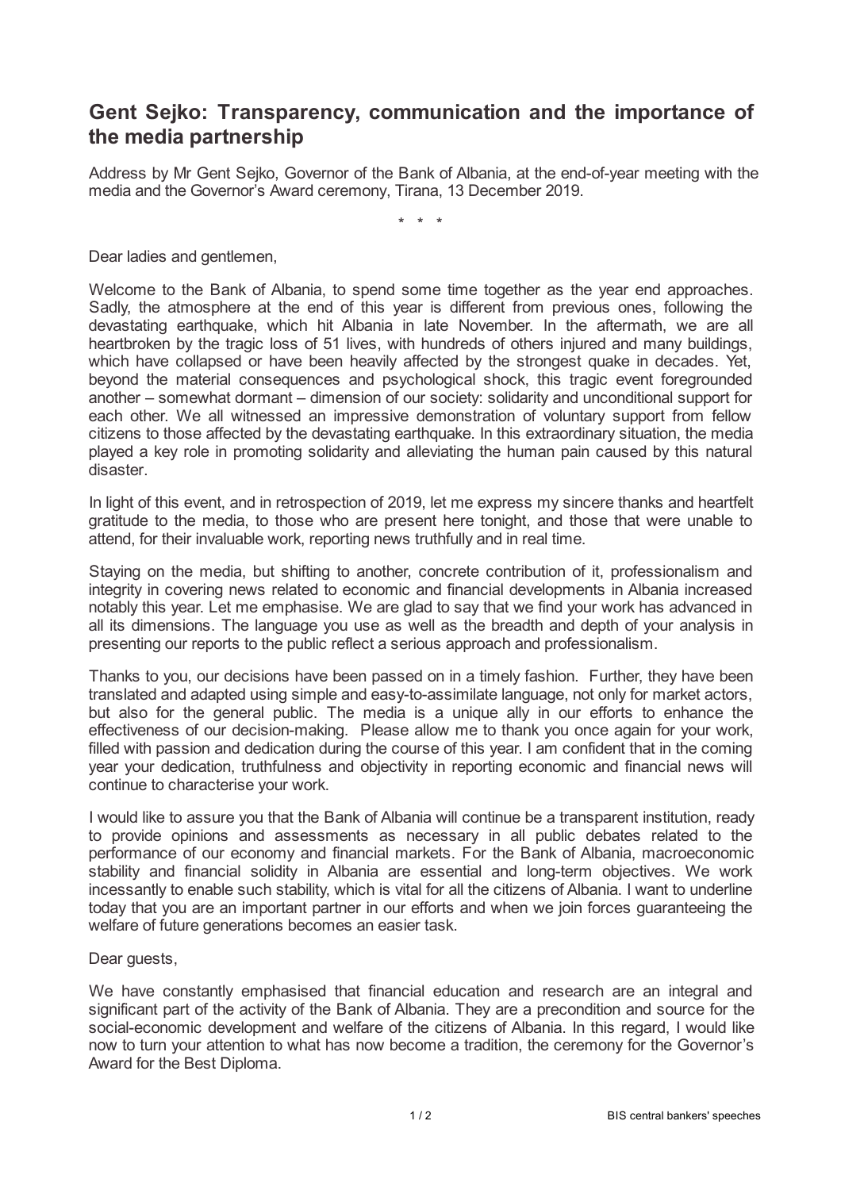# Gent Sejko: Transparency, communication and the importance of the media partnership

Address by Mr Gent Sejko, Governor of the Bank of Albania, at the end-of-year meeting with the media and the Governor's Award ceremony, Tirana, 13 December 2019.

\* \* \*

Dear ladies and gentlemen,

Welcome to the Bank of Albania, to spend some time together as the year end approaches. Sadly, the atmosphere at the end of this year is different from previous ones, following the devastating earthquake, which hit Albania in late November. In the aftermath, we are all heartbroken by the tragic loss of 51 lives, with hundreds of others injured and many buildings, which have collapsed or have been heavily affected by the strongest quake in decades. Yet, beyond the material consequences and psychological shock, this tragic event foregrounded another – somewhat dormant – dimension of our society: solidarity and unconditional support for each other. We all witnessed an impressive demonstration of voluntary support from fellow citizens to those affected by the devastating earthquake. In this extraordinary situation, the media played a key role in promoting solidarity and alleviating the human pain caused by this natural disaster.

In light of this event, and in retrospection of 2019, let me express my sincere thanks and heartfelt gratitude to the media, to those who are present here tonight, and those that were unable to attend, for their invaluable work, reporting news truthfully and in real time.

Staying on the media, but shifting to another, concrete contribution of it, professionalism and integrity in covering news related to economic and financial developments in Albania increased notably this year. Let me emphasise. We are glad to say that we find your work has advanced in all its dimensions. The language you use as well as the breadth and depth of your analysis in presenting our reports to the public reflect a serious approach and professionalism.

Thanks to you, our decisions have been passed on in a timely fashion. Further, they have been translated and adapted using simple and easy-to-assimilate language, not only for market actors, but also for the general public. The media is a unique ally in our efforts to enhance the effectiveness of our decision-making. Please allow me to thank you once again for your work, filled with passion and dedication during the course of this year. I am confident that in the coming year your dedication, truthfulness and objectivity in reporting economic and financial news will continue to characterise your work.

I would like to assure you that the Bank of Albania will continue be a transparent institution, ready to provide opinions and assessments as necessary in all public debates related to the performance of our economy and financial markets. For the Bank of Albania, macroeconomic stability and financial solidity in Albania are essential and long-term objectives. We work incessantly to enable such stability, which is vital for all the citizens of Albania. I want to underline today that you are an important partner in our efforts and when we join forces guaranteeing the welfare of future generations becomes an easier task.

Dear guests,

We have constantly emphasised that financial education and research are an integral and significant part of the activity of the Bank of Albania. They are a precondition and source for the social-economic development and welfare of the citizens of Albania. In this regard, I would like now to turn your attention to what has now become a tradition, the ceremony for the Governor's Award for the Best Diploma.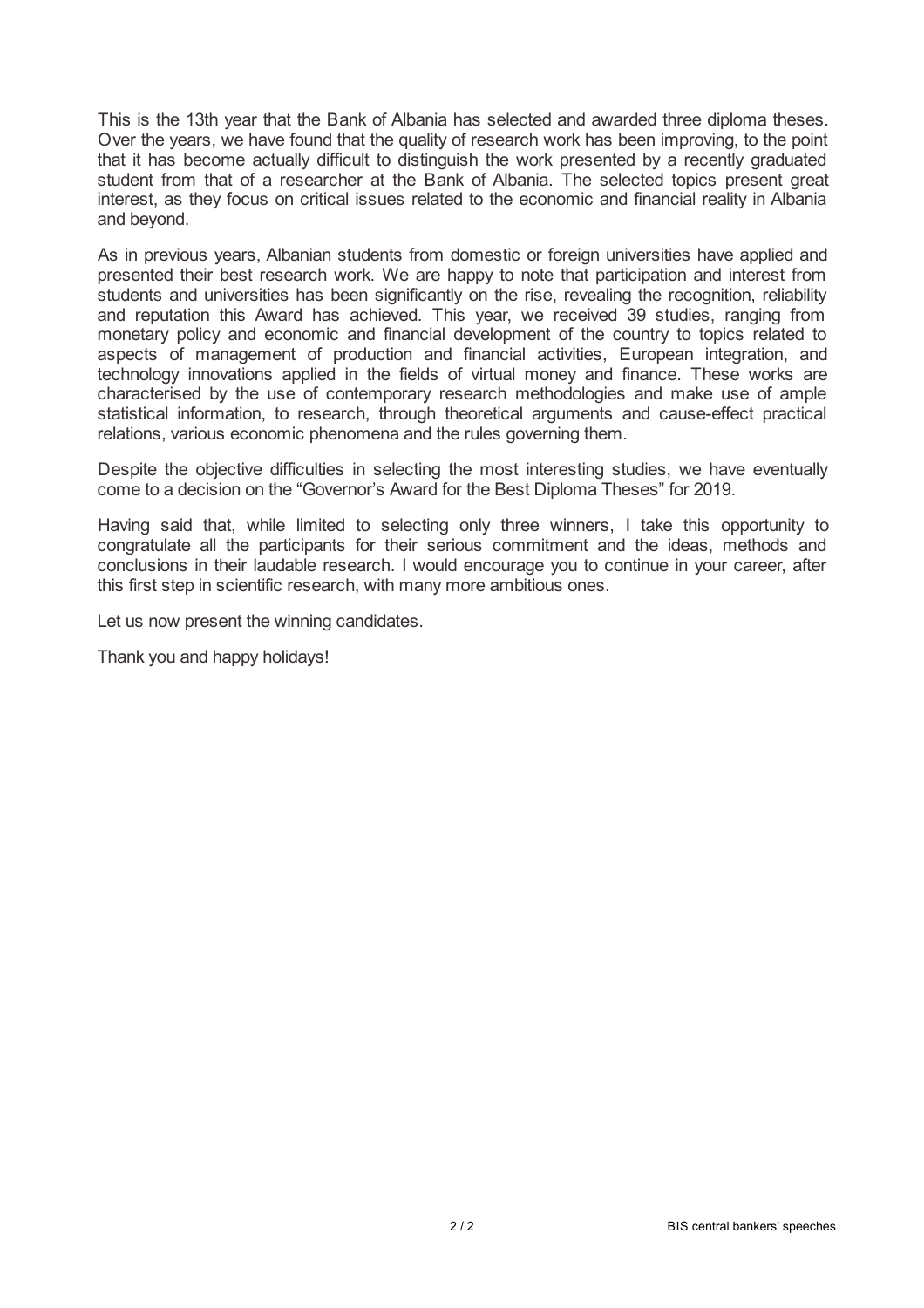This is the 13th year that the Bank of Albania has selected and awarded three diploma theses. Over the years, we have found that the quality of research work has been improving, to the point that it has become actually difficult to distinguish the work presented by a recently graduated student from that of a researcher at the Bank of Albania. The selected topics present great interest, as they focus on critical issues related to the economic and financial reality in Albania and beyond.

As in previous years, Albanian students from domestic or foreign universities have applied and presented their best research work. We are happy to note that participation and interest from students and universities has been significantly on the rise, revealing the recognition, reliability and reputation this Award has achieved. This year, we received 39 studies, ranging from monetary policy and economic and financial development of the country to topics related to aspects of management of production and financial activities, European integration, and technology innovations applied in the fields of virtual money and finance. These works are characterised by the use of contemporary research methodologies and make use of ample statistical information, to research, through theoretical arguments and cause-effect practical relations, various economic phenomena and the rules governing them.

Despite the objective difficulties in selecting the most interesting studies, we have eventually come to a decision on the "Governor's Award for the Best Diploma Theses" for 2019.

Having said that, while limited to selecting only three winners, I take this opportunity to congratulate all the participants for their serious commitment and the ideas, methods and conclusions in their laudable research. I would encourage you to continue in your career, after this first step in scientific research, with many more ambitious ones.

Let us now present the winning candidates.

Thank you and happy holidays!